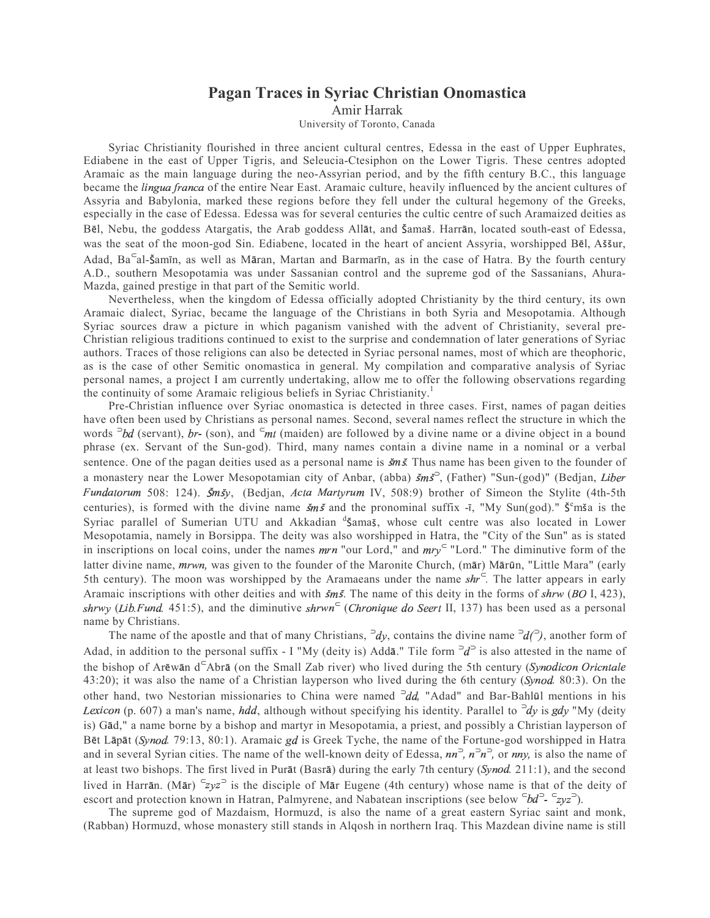# Pagan Traces in Syriac Christian Onomastica

Amir Harrak

University of Toronto, Canada

Syriac Christianity flourished in three ancient cultural centres, Edessa in the east of Upper Euphrates, Ediabene in the east of Upper Tigris, and Seleucia-Ctesiphon on the Lower Tigris. These centres adopted Aramaic as the main language during the neo-Assyrian period, and by the fifth century B.C., this language became the *lingua franca* of the entire Near East. Aramaic culture, heavily influenced by the ancient cultures of Assyria and Babylonia, marked these regions before they fell under the cultural hegemony of the Greeks, especially in the case of Edessa. Edessa was for several centuries the cultic centre of such Aramaized deities as Bēl, Nebu, the goddess Atargatis, the Arab goddess Allāt, and Šamaš. Harrān, located south-east of Edessa, was the seat of the moon-god Sin. Ediabene, located in the heart of ancient Assyria, worshipped Bēl, Aššur, Adad, Baᶜal-Šamīn, as well as Māran, Martan and Barmarīn, as in the case of Hatra. By the fourth century A.D., southern Mesopotamia was under Sassanian control and the supreme god of the Sassanians, Ahura-Mazda, gained prestige in that part of the Semitic world.

Nevertheless, when the kingdom of Edessa officially adopted Christianity by the third century, its own Aramaic dialect, Syriac, became the language of the Christians in both Syria and Mesopotamia. Although Syriac sources draw a picture in which paganism vanished with the advent of Christianity, several pre-Christian religious traditions continued to exist to the surprise and condemnation of later generations of Syriac authors. Traces of those religions can also be detected in Syriac personal names, most of which are theophoric, as is the case of other Semitic onomastica in general. My compilation and comparative analysis of Syriac personal names, a project I am currently undertaking, allow me to offer the following observations regarding the continuity of some Aramaic religious beliefs in Syriac Christianity.[1]

Pre-Christian influence over Syriac onomastica is detected in three cases. First, names of pagan deities have often been used by Christians as personal names. Second, several names reflect the structure in which the words *ᵓbd* (servant), *br-* (son), and *ᶜmt* (maiden) are followed by a divine name or a divine object in a bound phrase (ex. Servant of the Sun-god). Third, many names contain a divine name in a nominal or a verbal sentence. One of the pagan deities used as a personal name is *šmš*. Thus name has been given to the founder of a monastery near the Lower Mesopotamian city of Anbar, (abba) *šmšᵓ*, (Father) "Sun-(god)" (Bedjan, *Liber Fundatorum* 508: 124). *Šmšy*, (Bedjan, *Acta Martyrum* IV, 508:9) brother of Simeon the Stylite (4th-5th centuries), is formed with the divine name *šmš* and the pronominal suffix -ī, "My Sun(god)." Šᵉmša is the Syriac parallel of Sumerian UTU and Akkadian ᵈšamaš, whose cult centre was also located in Lower Mesopotamia, namely in Borsippa. The deity was also worshipped in Hatra, the "City of the Sun" as is stated in inscriptions on local coins, under the names *mrn* "our Lord," and *mryᶜ* "Lord." The diminutive form of the latter divine name, *mrwn,* was given to the founder of the Maronite Church, (mār) Mārūn, "Little Mara" (early 5th century). The moon was worshipped by the Aramaeans under the name *shrᶜ*. The latter appears in early Aramaic inscriptions with other deities and with *šmš*. The name of this deity in the forms of *shrw* (*BO* I, 423), *shrwy* (*Lib.Fund.* 451:5), and the diminutive *shrwnᶜ* (*Chronique do Seert* II, 137) has been used as a personal name by Christians.

The name of the apostle and that of many Christians, *ᵓdy*, contains the divine name *ᵓd(ᵓ)*, another form of Adad, in addition to the personal suffix - I "My (deity is) Addā." Tile form *ᵓdᵓ* is also attested in the name of the bishop of Arēwān dᶜAbrā (on the Small Zab river) who lived during the 5th century (*Synodicon Oricntale* 43:20); it was also the name of a Christian layperson who lived during the 6th century (*Synod.* 80:3). On the other hand, two Nestorian missionaries to China were named *ᵓdd,* "Adad" and Bar-Bahlūl mentions in his *Lexicon* (p. 607) a man's name, *hdd*, although without specifying his identity. Parallel to *ᵓdy* is *gdy* "My (deity is) Gād," a name borne by a bishop and martyr in Mesopotamia, a priest, and possibly a Christian layperson of Bēt Lāpāt (*Synod.* 79:13, 80:1). Aramaic *gd* is Greek Tyche, the name of the Fortune-god worshipped in Hatra and in several Syrian cities. The name of the well-known deity of Edessa, *nnᵓ, nᵓnᵓ,* or *nny,* is also the name of at least two bishops. The first lived in Purāt (Basrā) during the early 7th century (*Synod.* 211:1), and the second lived in Harrān. (Mār) *ᶜzyzᵓ* is the disciple of Mār Eugene (4th century) whose name is that of the deity of escort and protection known in Hatran, Palmyrene, and Nabatean inscriptions (see below *ᶜbdᵓ- ᶜzyzᵓ*).

The supreme god of Mazdaism, Hormuzd, is also the name of a great eastern Syriac saint and monk, (Rabban) Hormuzd, whose monastery still stands in Alqosh in northern Iraq. This Mazdean divine name is still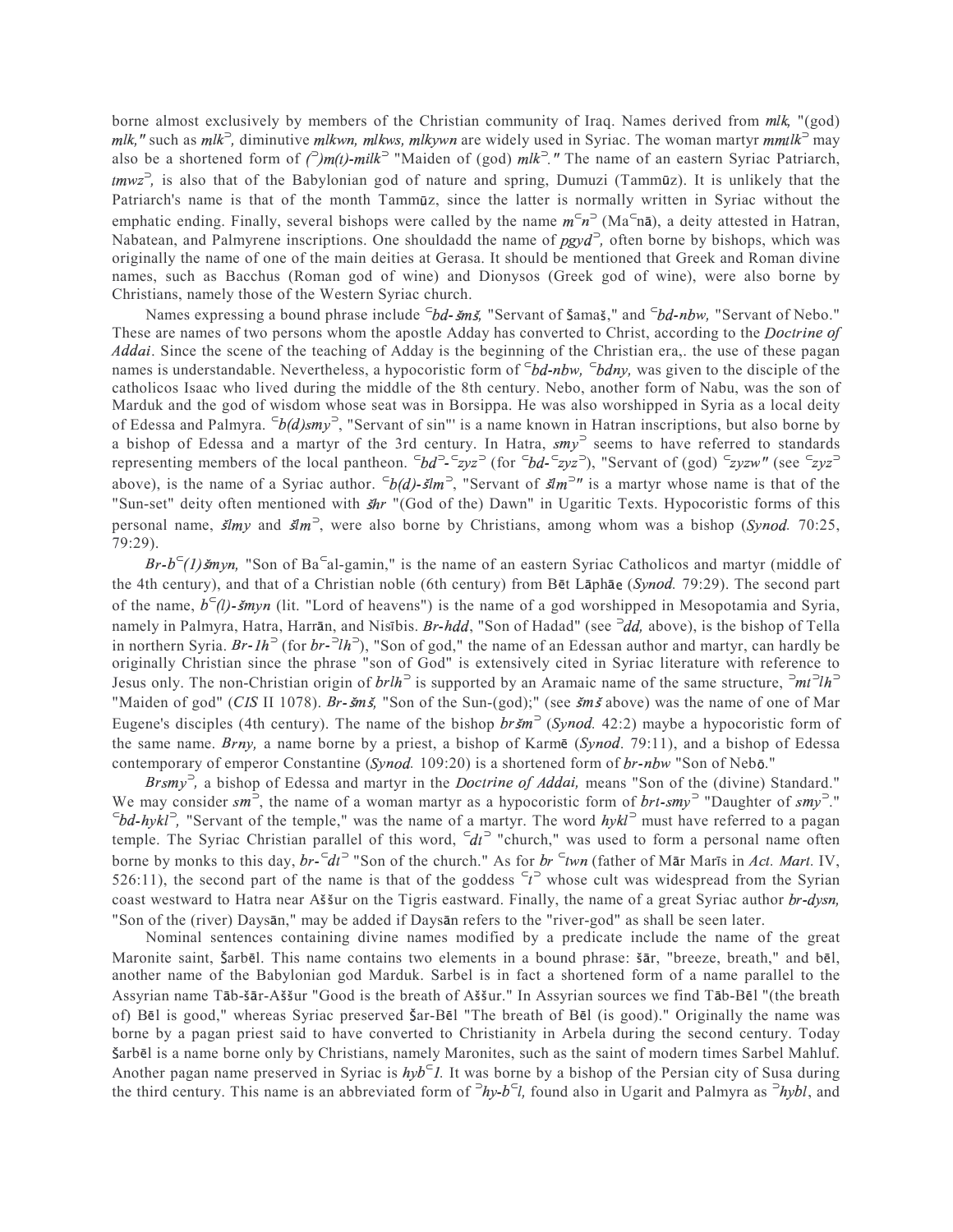borne almost exclusively by members of the Christian community of Iraq. Names derived from *mlk,* "(god) *mlk,"* such as *mlkʾ,* diminutive *mlkwn, mlkws, mlkywn* are widely used in Syriac. The woman martyr *mmṯlkʾ* may also be a shortened form of *(ʾ)m(t)-milkʾ* "Maiden of (god) *mlkʾ."* The name of an eastern Syriac Patriarch, *ṭmwzʾ,* is also that of the Babylonian god of nature and spring, Dumuzi (Tammūz). It is unlikely that the Patriarch's name is that of the month Tammūz, since the latter is normally written in Syriac without the emphatic ending. Finally, several bishops were called by the name *mʿnʾ* (Maʿnā), a deity attested in Hatran, Nabatean, and Palmyrene inscriptions. One shouldadd the name of *pgydʾ,* often borne by bishops, which was originally the name of one of the main deities at Gerasa. It should be mentioned that Greek and Roman divine names, such as Bacchus (Roman god of wine) and Dionysos (Greek god of wine), were also borne by Christians, namely those of the Western Syriac church.

Names expressing a bound phrase include *ʿbd-šmš,* "Servant of Šamaš," and *ʿbd-nbw,* "Servant of Nebo." These are names of two persons whom the apostle Adday has converted to Christ, according to the *Doctrine of Addai*. Since the scene of the teaching of Adday is the beginning of the Christian era,. the use of these pagan names is understandable. Nevertheless, a hypocoristic form of *ʿbd-nbw, ʿbdny,* was given to the disciple of the catholicos Isaac who lived during the middle of the 8th century. Nebo, another form of Nabu, was the son of Marduk and the god of wisdom whose seat was in Borsippa. He was also worshipped in Syria as a local deity of Edessa and Palmyra. *ʿb(d)smyʾ*, "Servant of sin"' is a name known in Hatran inscriptions, but also borne by a bishop of Edessa and a martyr of the 3rd century. In Hatra, *smyʾ* seems to have referred to standards representing members of the local pantheon. *ʿbdʾ-ʿzyzʾ* (for *ʿbd-ʿzyzʾ*), "Servant of (god) *ʿzyzw"* (see *ʿzyzʾ* above), is the name of a Syriac author. *ʿb(d)-šlmʾ*, "Servant of *šlmʾ"* is a martyr whose name is that of the "Sun-set" deity often mentioned with *šḥr* "(God of the) Dawn" in Ugaritic Texts. Hypocoristic forms of this personal name, *šlmy* and *šlmʾ*, were also borne by Christians, among whom was a bishop (*Synod.* 70:25, 79:29).

*Br-bʿ(l)šmyn,* "Son of Baʿal-gamin," is the name of an eastern Syriac Catholicos and martyr (middle of the 4th century), and that of a Christian noble (6th century) from Bēt Lāphāe (*Synod.* 79:29). The second part of the name, *bʿ(l)-šmyn* (lit. "Lord of heavens") is the name of a god worshipped in Mesopotamia and Syria, namely in Palmyra, Hatra, Harrān, and Nisībis. *Br-hdd*, "Son of Hadad" (see *ʾdd,* above), is the bishop of Tella in northern Syria. *Br-lhʾ* (for *br-ʾlhʾ*), "Son of god," the name of an Edessan author and martyr, can hardly be originally Christian since the phrase "son of God" is extensively cited in Syriac literature with reference to Jesus only. The non-Christian origin of *brlhʾ* is supported by an Aramaic name of the same structure, *ʾmtʾlhʾ* "Maiden of god" (*CIS* II 1078). *Br-šmš,* "Son of the Sun-(god);" (see *šmš* above) was the name of one of Mar Eugene's disciples (4th century). The name of the bishop *uršmʾ* (*Synod.* 42:2) maybe a hypocoristic form of the same name. *Brny,* a name borne by a priest, a bishop of Karmē (*Synod.* 79:11), and a bishop of Edessa contemporary of emperor Constantine (*Synod.* 109:20) is a shortened form of *br-nbw* "Son of Nebō."

*Brsmyʾ,* a bishop of Edessa and martyr in the *Doctrine of Addai,* means "Son of the (divine) Standard." We may consider *smʾ*, the name of a woman martyr as a hypocoristic form of *brt-smyʾ* "Daughter of *smyʾ*." *ʿbd-hyklʾ,* "Servant of the temple," was the name of a martyr. The word *hyklʾ* must have referred to a pagan temple. The Syriac Christian parallel of this word, *ʿdtʾ* "church," was used to form a personal name often borne by monks to this day, *br-ʿdtʾ* "Son of the church." As for *br ʿtwn* (father of Mār Marīs in *Act. Mart.* IV, 526:11), the second part of the name is that of the goddess *ʿtʾ* whose cult was widespread from the Syrian coast westward to Hatra near Aššur on the Tigris eastward. Finally, the name of a great Syriac author *br-dysn,* "Son of the (river) Daysān," may be added if Daysān refers to the "river-god" as shall be seen later.

Nominal sentences containing divine names modified by a predicate include the name of the great Maronite saint, Šarbēl. This name contains two elements in a bound phrase: šār, "breeze, breath," and bēl, another name of the Babylonian god Marduk. Sarbel is in fact a shortened form of a name parallel to the Assyrian name Tāb-šār-Aššur "Good is the breath of Aššur." In Assyrian sources we find Tāb-Bēl "(the breath of) Bēl is good," whereas Syriac preserved Šar-Bēl "The breath of Bēl (is good)." Originally the name was borne by a pagan priest said to have converted to Christianity in Arbela during the second century. Today Šarbēl is a name borne only by Christians, namely Maronites, such as the saint of modern times Sarbel Mahluf. Another pagan name preserved in Syriac is *hybʿl.* It was borne by a bishop of the Persian city of Susa during the third century. This name is an abbreviated form of *ʾhy-bʿl,* found also in Ugarit and Palmyra as *ʾhybl*, and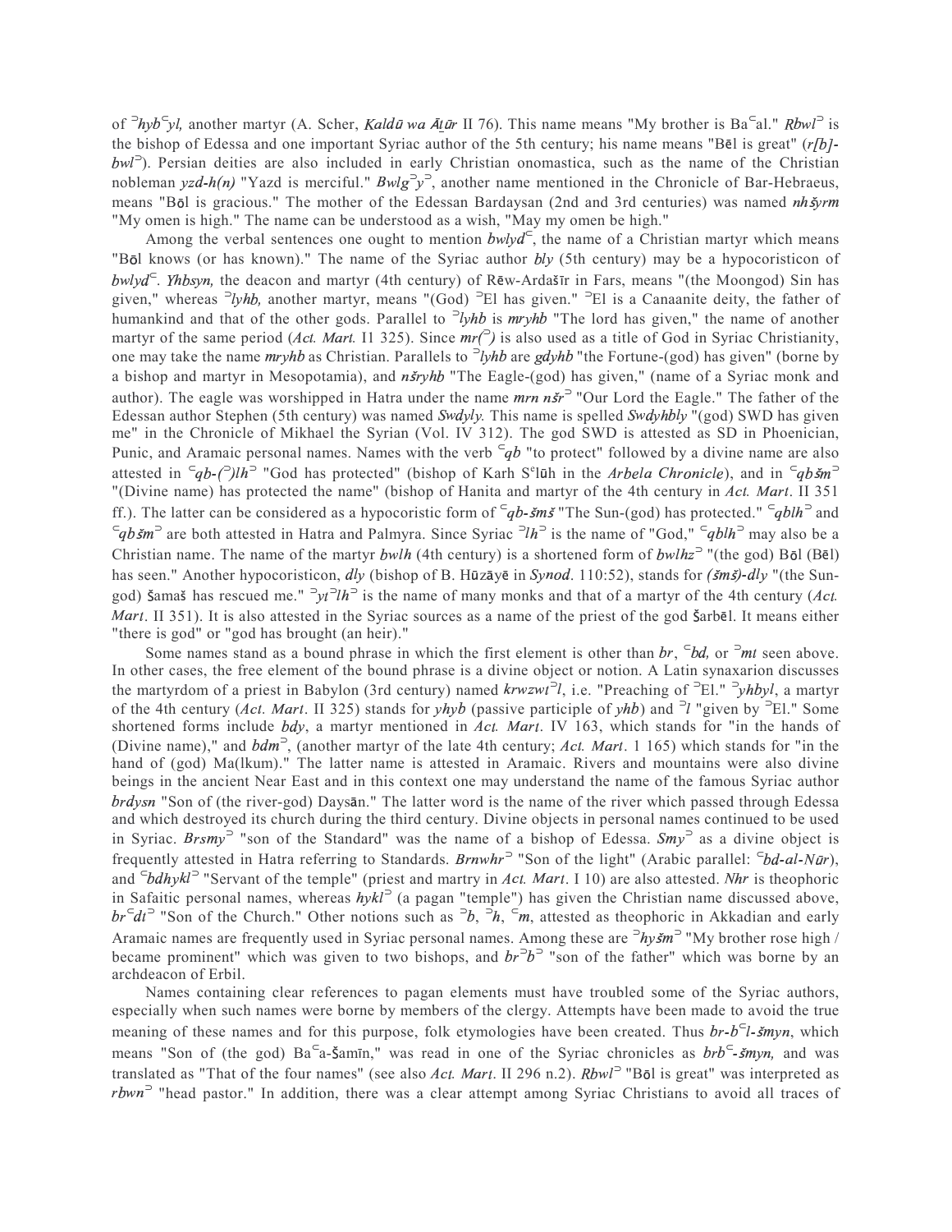of *ʾhybʿyl,* another martyr (A. Scher, *Kaldū wa Āṯūr* II 76). This name means "My brother is Baʿal." *Rbwlʾ* is the bishop of Edessa and one important Syriac author of the 5th century; his name means "Bēl is great" (*r[b]-bwlʾ*). Persian deities are also included in early Christian onomastica, such as the name of the Christian nobleman *yzd-h(n)* "Yazd is merciful." *Bwlgʾyʾ*, another name mentioned in the Chronicle of Bar-Hebraeus, means "Bōl is gracious." The mother of the Edessan Bardaysan (2nd and 3rd centuries) was named *nhšyrm* "My omen is high." The name can be understood as a wish, "May my omen be high."

Among the verbal sentences one ought to mention *bwlydʿ*, the name of a Christian martyr which means "Bōl knows (or has known)." The name of the Syriac author *bly* (5th century) may be a hypocoristicon of *bwlydʿ*. *Yhbsyn,* the deacon and martyr (4th century) of Rēw-Ardašīr in Fars, means "(the Moongod) Sin has given," whereas *ʾlyhb,* another martyr, means "(God) ʾEl has given." ʾEl is a Canaanite deity, the father of humankind and that of the other gods. Parallel to *ʾlyhb* is *mryhb* "The lord has given," the name of another martyr of the same period (*Act. Mart.* I1 325). Since *mr(ʾ)* is also used as a title of God in Syriac Christianity, one may take the name *mryhb* as Christian. Parallels to *ʾlyhb* are *gdyhb* "the Fortune-(god) has given" (borne by a bishop and martyr in Mesopotamia), and *nšryhb* "The Eagle-(god) has given," (name of a Syriac monk and author). The eagle was worshipped in Hatra under the name *mrn nšrʾ* "Our Lord the Eagle." The father of the Edessan author Stephen (5th century) was named *Swdyly.* This name is spelled *Swdyhbly* "(god) SWD has given me" in the Chronicle of Mikhael the Syrian (Vol. IV 312). The god SWD is attested as SD in Phoenician, Punic, and Aramaic personal names. Names with the verb *ʿqb* "to protect" followed by a divine name are also attested in *ʿqb-(ʾ)lhʾ* "God has protected" (bishop of Karh Sᵉlūh in the *Arbela Chronicle*), and in *ʿqbšmʾ* "(Divine name) has protected the name" (bishop of Hanita and martyr of the 4th century in *Act. Mart*. II 351 ff.). The latter can be considered as a hypocoristic form of *ʿqb-šmš* "The Sun-(god) has protected." *ʿqblhʾ* and *ʿqbšmʾ* are both attested in Hatra and Palmyra. Since Syriac *ʾlhʾ* is the name of "God," *ʿqblhʾ* may also be a Christian name. The name of the martyr *bwlh* (4th century) is a shortened form of *bwlhzʾ* "(the god) Bōl (Bēl) has seen." Another hypocoristicon, *dly* (bishop of B. Hūzāyē in *Synod*. 110:52), stands for *(šmš)-dly* "(the Sun-god) Šamaš has rescued me." *ʾytʾlhʾ* is the name of many monks and that of a martyr of the 4th century (*Act. Mart*. II 351). It is also attested in the Syriac sources as a name of the priest of the god Šarbēl. It means either "there is god" or "god has brought (an heir)."

Some names stand as a bound phrase in which the first element is other than *br*, *ʿbd,* or *ʾmt* seen above. In other cases, the free element of the bound phrase is a divine object or notion. A Latin synaxarion discusses the martyrdom of a priest in Babylon (3rd century) named *krwzwtʾl*, i.e. "Preaching of ʾEl." *ʾyhbyl*, a martyr of the 4th century (*Act. Mart*. II 325) stands for *yhyb* (passive participle of *yhb*) and *ʾl* "given by ʾEl." Some shortened forms include *bdy*, a martyr mentioned in *Act. Mart*. IV 163, which stands for "in the hands of (Divine name)," and *bdmʾ*, (another martyr of the late 4th century; *Act. Mart*. 1 165) which stands for "in the hand of (god) Ma(lkum)." The latter name is attested in Aramaic. Rivers and mountains were also divine beings in the ancient Near East and in this context one may understand the name of the famous Syriac author *brdysn* "Son of (the river-god) Daysān." The latter word is the name of the river which passed through Edessa and which destroyed its church during the third century. Divine objects in personal names continued to be used in Syriac. *Brsmyʾ* "son of the Standard" was the name of a bishop of Edessa. *Smyʾ* as a divine object is frequently attested in Hatra referring to Standards. *Brnwhrʾ* "Son of the light" (Arabic parallel: *ʿbd-al-Nūr*), and *ʿbdhyklʾ* "Servant of the temple" (priest and martyr in *Act. Mart*. I 10) are also attested. *Nhr* is theophoric in Safaitic personal names, whereas *hyklʾ* (a pagan "temple") has given the Christian name discussed above, *brʿdtʾ* "Son of the Church." Other notions such as *ʾb*, *ʾh*, *ʿm*, attested as theophoric in Akkadian and early Aramaic names are frequently used in Syriac personal names. Among these are *ʾhyšmʾ* "My brother rose high / became prominent" which was given to two bishops, and *brʾbʾ* "son of the father" which was borne by an archdeacon of Erbil.

Names containing clear references to pagan elements must have troubled some of the Syriac authors, especially when such names were borne by members of the clergy. Attempts have been made to avoid the true meaning of these names and for this purpose, folk etymologies have been created. Thus *br-bʿl-šmyn*, which means "Son of (the god) Baʿa-Šamīn," was read in one of the Syriac chronicles as *brbʿ-šmyn,* and was translated as "That of the four names" (see also *Act. Mart*. II 296 n.2). *Rbwlʾ* "Bōl is great" was interpreted as *rbwnʾ* "head pastor." In addition, there was a clear attempt among Syriac Christians to avoid all traces of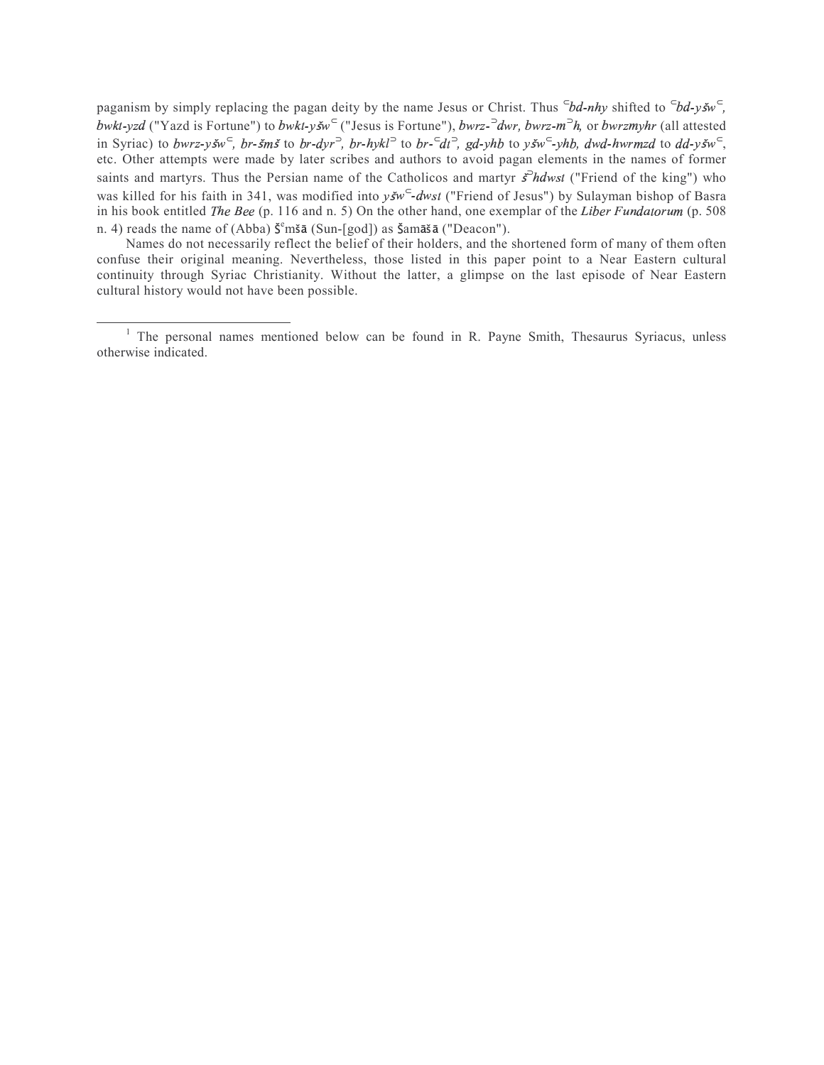paganism by simply replacing the pagan deity by the name Jesus or Christ. Thus *ᶜbd-nhy* shifted to *ᶜbd-yšwᶜ*, *bwkt-yzd* ("Yazd is Fortune") to *bwkt-yšwᶜ* ("Jesus is Fortune"), *bwrz-ᵓdwr, bwrz-mᵓh,* or *bwrzmyhr* (all attested in Syriac) to *bwrz-yšwᶜ*, *br-šmš* to *br-dyrᵓ*, *br-hyklᵓ* to *br-ᶜdtᵓ*, *gd-yhb* to *yšwᶜ-yhb*, *dwd-hwrmzd* to *dd-yšwᶜ*, etc. Other attempts were made by later scribes and authors to avoid pagan elements in the names of former saints and martyrs. Thus the Persian name of the Catholicos and martyr *šᵓhdwst* ("Friend of the king") who was killed for his faith in 341, was modified into *yšwᶜ-dwst* ("Friend of Jesus") by Sulayman bishop of Basra in his book entitled *The Bee* (p. 116 and n. 5) On the other hand, one exemplar of the *Liber Fundatorum* (p. 508 n. 4) reads the name of (Abba) Šᵉmšā (Sun-[god]) as Šamāšā ("Deacon").

Names do not necessarily reflect the belief of their holders, and the shortened form of many of them often confuse their original meaning. Nevertheless, those listed in this paper point to a Near Eastern cultural continuity through Syriac Christianity. Without the latter, a glimpse on the last episode of Near Eastern cultural history would not have been possible.

---

[1] The personal names mentioned below can be found in R. Payne Smith, Thesaurus Syriacus, unless otherwise indicated.